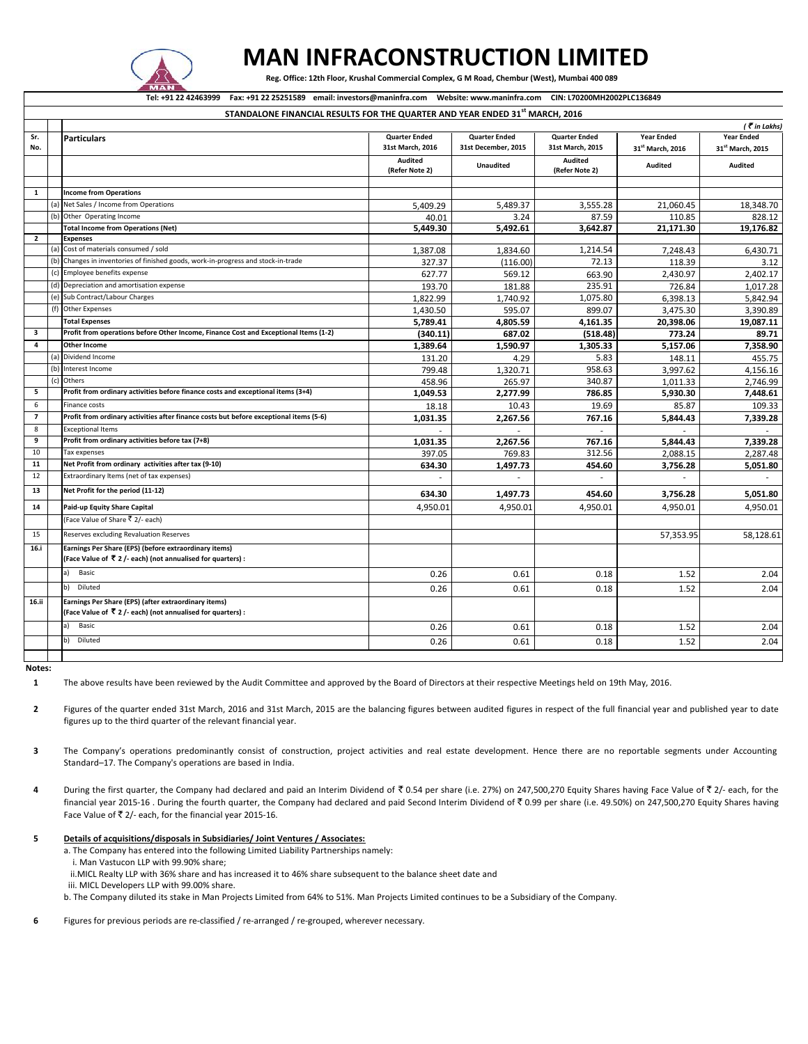# MAN INFRACONSTRUCTION LIMITED

**Reg. Office: 12th Floor, Krushal Commercial Complex, G M Road, Chembur (West), Mumbai 400 089**

**Tel: +91 22 42463999 Fax: +91 22 25251589 email: investors@maninfra.com Website: www.maninfra.com CIN: L70200MH2002PLC136849**

## STANDALONE FINANCIAL RESULTS FOR THE QUARTER AND YEAR ENDED 31st MARCH, 2016

*( ₹ in Lakhs)*

| Sr. No. | | Particulars | Quarter Ended 31st March, 2016 | Quarter Ended 31st December, 2015 | Quarter Ended 31st March, 2015 | Year Ended 31st March, 2016 | Year Ended 31st March, 2015 |
|---|---|---|---|---|---|---|---|
| | | | Audited (Refer Note 2) | Unaudited | Audited (Refer Note 2) | Audited | Audited |
| 1 | | **Income from Operations** | | | | | |
| | (a) | Net Sales / Income from Operations | 5,409.29 | 5,489.37 | 3,555.28 | 21,060.45 | 18,348.70 |
| | (b) | Other Operating Income | 40.01 | 3.24 | 87.59 | 110.85 | 828.12 |
| | | **Total Income from Operations (Net)** | **5,449.30** | **5,492.61** | **3,642.87** | **21,171.30** | **19,176.82** |
| 2 | | **Expenses** | | | | | |
| | (a) | Cost of materials consumed / sold | 1,387.08 | 1,834.60 | 1,214.54 | 7,248.43 | 6,430.71 |
| | (b) | Changes in inventories of finished goods, work-in-progress and stock-in-trade | 327.37 | (116.00) | 72.13 | 118.39 | 3.12 |
| | (c) | Employee benefits expense | 627.77 | 569.12 | 663.90 | 2,430.97 | 2,402.17 |
| | (d) | Depreciation and amortisation expense | 193.70 | 181.88 | 235.91 | 726.84 | 1,017.28 |
| | (e) | Sub Contract/Labour Charges | 1,822.99 | 1,740.92 | 1,075.80 | 6,398.13 | 5,842.94 |
| | (f) | Other Expenses | 1,430.50 | 595.07 | 899.07 | 3,475.30 | 3,390.89 |
| | | **Total Expenses** | **5,789.41** | **4,805.59** | **4,161.35** | **20,398.06** | **19,087.11** |
| 3 | | **Profit from operations before Other Income, Finance Cost and Exceptional Items (1-2)** | **(340.11)** | **687.02** | **(518.48)** | **773.24** | **89.71** |
| 4 | | **Other Income** | **1,389.64** | **1,590.97** | **1,305.33** | **5,157.06** | **7,358.90** |
| | (a) | Dividend Income | 131.20 | 4.29 | 5.83 | 148.11 | 455.75 |
| | (b) | Interest Income | 799.48 | 1,320.71 | 958.63 | 3,997.62 | 4,156.16 |
| | (c) | Others | 458.96 | 265.97 | 340.87 | 1,011.33 | 2,746.99 |
| 5 | | **Profit from ordinary activities before finance costs and exceptional items (3+4)** | **1,049.53** | **2,277.99** | **786.85** | **5,930.30** | **7,448.61** |
| 6 | | Finance costs | 18.18 | 10.43 | 19.69 | 85.87 | 109.33 |
| 7 | | **Profit from ordinary activities after finance costs but before exceptional items (5-6)** | **1,031.35** | **2,267.56** | **767.16** | **5,844.43** | **7,339.28** |
| 8 | | Exceptional Items | - | - | - | - | - |
| 9 | | **Profit from ordinary activities before tax (7+8)** | **1,031.35** | **2,267.56** | **767.16** | **5,844.43** | **7,339.28** |
| 10 | | Tax expenses | 397.05 | 769.83 | 312.56 | 2,088.15 | 2,287.48 |
| 11 | | **Net Profit from ordinary activities after tax (9-10)** | **634.30** | **1,497.73** | **454.60** | **3,756.28** | **5,051.80** |
| 12 | | Extraordinary Items (net of tax expenses) | - | - | - | - | - |
| 13 | | **Net Profit for the period (11-12)** | **634.30** | **1,497.73** | **454.60** | **3,756.28** | **5,051.80** |
| 14 | | **Paid-up Equity Share Capital** | 4,950.01 | 4,950.01 | 4,950.01 | 4,950.01 | 4,950.01 |
| | | (Face Value of Share ₹ 2/- each) | | | | | |
| 15 | | Reserves excluding Revaluation Reserves | | | | 57,353.95 | 58,128.61 |
| 16.i | | **Earnings Per Share (EPS) (before extraordinary items) (Face Value of ₹ 2 /- each) (not annualised for quarters) :** | | | | | |
| | | a) Basic | 0.26 | 0.61 | 0.18 | 1.52 | 2.04 |
| | | b) Diluted | 0.26 | 0.61 | 0.18 | 1.52 | 2.04 |
| 16.ii | | **Earnings Per Share (EPS) (after extraordinary items) (Face Value of ₹ 2 /- each) (not annualised for quarters) :** | | | | | |
| | | a) Basic | 0.26 | 0.61 | 0.18 | 1.52 | 2.04 |
| | | b) Diluted | 0.26 | 0.61 | 0.18 | 1.52 | 2.04 |

**Notes:**

1. The above results have been reviewed by the Audit Committee and approved by the Board of Directors at their respective Meetings held on 19th May, 2016.

2. Figures of the quarter ended 31st March, 2016 and 31st March, 2015 are the balancing figures between audited figures in respect of the full financial year and published year to date figures up to the third quarter of the relevant financial year.

3. The Company's operations predominantly consist of construction, project activities and real estate development. Hence there are no reportable segments under Accounting Standard–17. The Company's operations are based in India.

4. During the first quarter, the Company had declared and paid an Interim Dividend of ₹ 0.54 per share (i.e. 27%) on 247,500,270 Equity Shares having Face Value of ₹ 2/- each, for the financial year 2015-16 . During the fourth quarter, the Company had declared and paid Second Interim Dividend of ₹ 0.99 per share (i.e. 49.50%) on 247,500,270 Equity Shares having Face Value of ₹ 2/- each, for the financial year 2015-16.

5. **Details of acquisitions/disposals in Subsidiaries/ Joint Ventures / Associates:**

   a. The Company has entered into the following Limited Liability Partnerships namely:

   i. Man Vastucon LLP with 99.90% share;

   ii.MICL Realty LLP with 36% share and has increased it to 46% share subsequent to the balance sheet date and

   iii. MICL Developers LLP with 99.00% share.

   b. The Company diluted its stake in Man Projects Limited from 64% to 51%. Man Projects Limited continues to be a Subsidiary of the Company.

6. Figures for previous periods are re-classified / re-arranged / re-grouped, wherever necessary.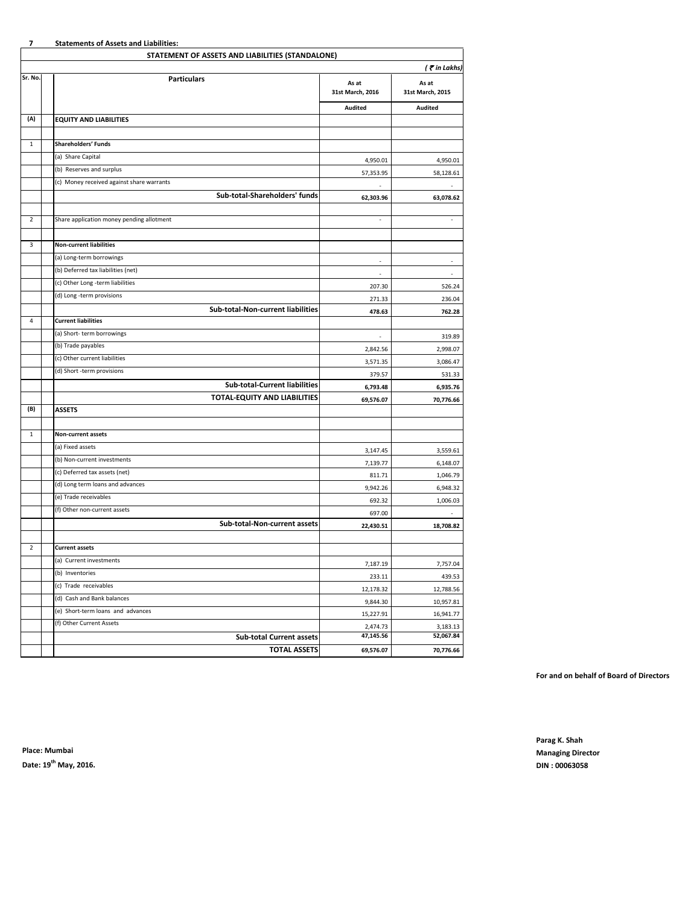**7 Statements of Assets and Liabilities:**

| | | | |
|---|---|---|---|
| | **STATEMENT OF ASSETS AND LIABILITIES (STANDALONE)** | | |
| | | | *( ₹ in Lakhs)* |
| **Sr. No.** | **Particulars** | **As at 31st March, 2016** | **As at 31st March, 2015** |
| | | **Audited** | **Audited** |
| **(A)** | **EQUITY AND LIABILITIES** | | |
| 1 | **Shareholders' Funds** | | |
| | (a) Share Capital | 4,950.01 | 4,950.01 |
| | (b) Reserves and surplus | 57,353.95 | 58,128.61 |
| | (c) Money received against share warrants | - | - |
| | **Sub-total-Shareholders' funds** | **62,303.96** | **63,078.62** |
| 2 | Share application money pending allotment | - | - |
| 3 | **Non-current liabilities** | | |
| | (a) Long-term borrowings | - | - |
| | (b) Deferred tax liabilities (net) | - | - |
| | (c) Other Long -term liabilities | 207.30 | 526.24 |
| | (d) Long -term provisions | 271.33 | 236.04 |
| | **Sub-total-Non-current liabilities** | **478.63** | **762.28** |
| 4 | **Current liabilities** | | |
| | (a) Short- term borrowings | - | 319.89 |
| | (b) Trade payables | 2,842.56 | 2,998.07 |
| | (c) Other current liabilities | 3,571.35 | 3,086.47 |
| | (d) Short -term provisions | 379.57 | 531.33 |
| | **Sub-total-Current liabilities** | **6,793.48** | **6,935.76** |
| | **TOTAL-EQUITY AND LIABILITIES** | **69,576.07** | **70,776.66** |
| **(B)** | **ASSETS** | | |
| 1 | **Non-current assets** | | |
| | (a) Fixed assets | 3,147.45 | 3,559.61 |
| | (b) Non-current investments | 7,139.77 | 6,148.07 |
| | (c) Deferred tax assets (net) | 811.71 | 1,046.79 |
| | (d) Long term loans and advances | 9,942.26 | 6,948.32 |
| | (e) Trade receivables | 692.32 | 1,006.03 |
| | (f) Other non-current assets | 697.00 | - |
| | **Sub-total-Non-current assets** | **22,430.51** | **18,708.82** |
| 2 | **Current assets** | | |
| | (a) Current investments | 7,187.19 | 7,757.04 |
| | (b) Inventories | 233.11 | 439.53 |
| | (c) Trade receivables | 12,178.32 | 12,788.56 |
| | (d) Cash and Bank balances | 9,844.30 | 10,957.81 |
| | (e) Short-term loans and advances | 15,227.91 | 16,941.77 |
| | (f) Other Current Assets | 2,474.73 | 3,183.13 |
| | **Sub-total Current assets** | **47,145.56** | **52,067.84** |
| | **TOTAL ASSETS** | **69,576.07** | **70,776.66** |

**For and on behalf of Board of Directors**

**Place: Mumbai**
**Date: 19th May, 2016.**

**Parag K. Shah**
**Managing Director**
**DIN : 00063058**